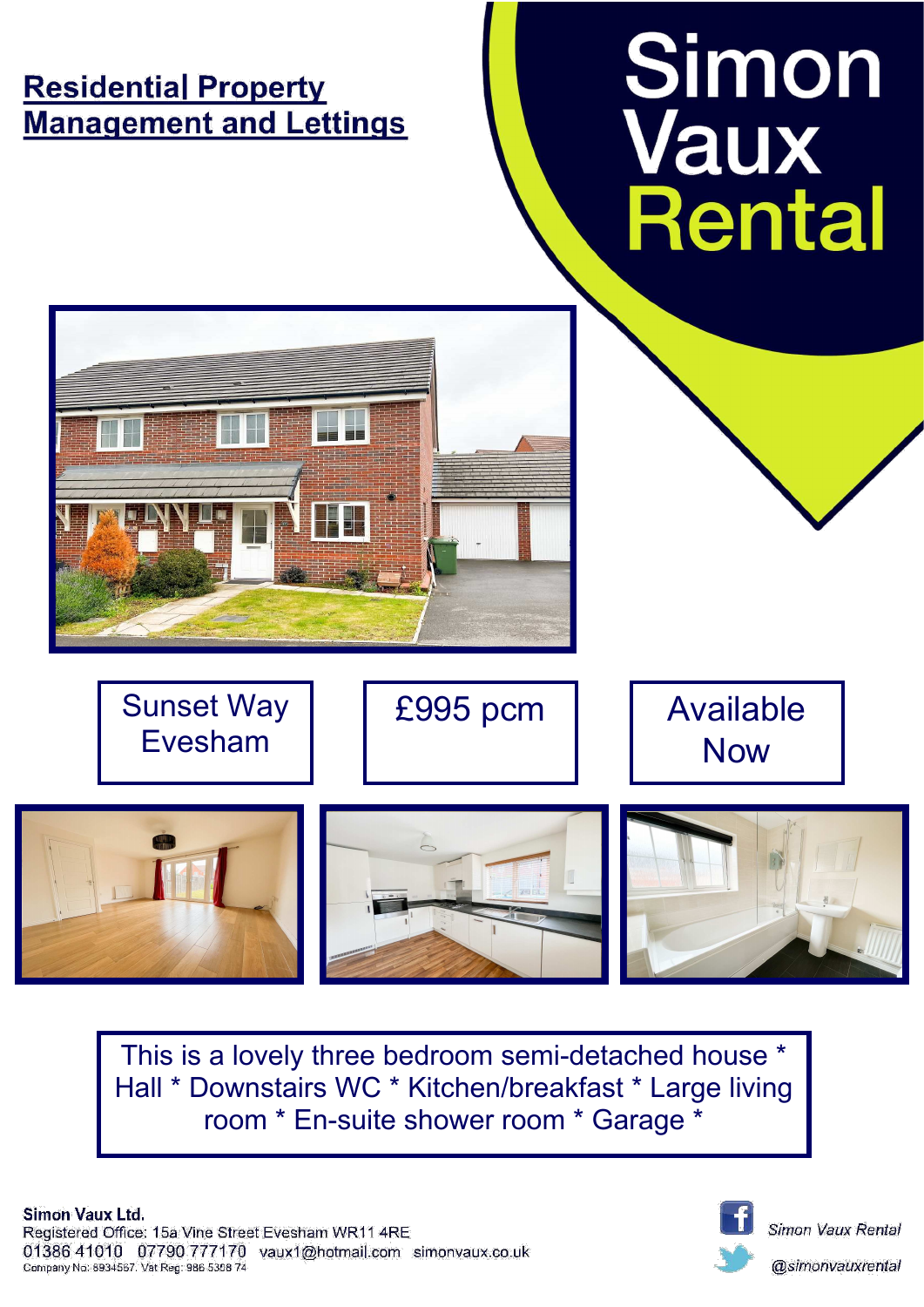# Residential Property Management and Lettings

# Simon Vaux Rental

Sunset Way Evesham

£995 pcm

Available Now

This is a lovely three bedroom semi-detached house * Hall * Downstairs WC * Kitchen/breakfast * Large living room * En-suite shower room * Garage *

**Simon Vaux Ltd.**
Registered Office: 15a Vine Street Evesham WR11 4RE
01386 41010 07790 777170 vaux1@hotmail.com simonvaux.co.uk
Company No: 8934567. Vat Reg: 986 5398 74

*Simon Vaux Rental*

*@simonvauxrental*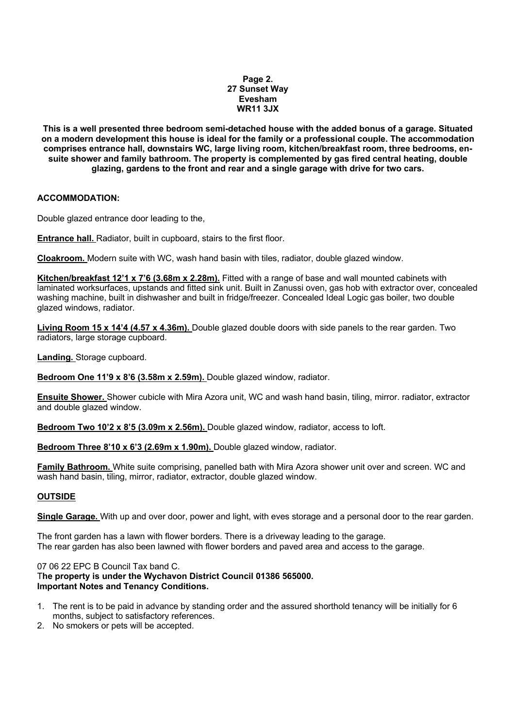**27 Sunset Way**
**Evesham**
**WR11 3JX**

**This is a well presented three bedroom semi-detached house with the added bonus of a garage. Situated on a modern development this house is ideal for the family or a professional couple. The accommodation comprises entrance hall, downstairs WC, large living room, kitchen/breakfast room, three bedrooms, en-suite shower and family bathroom. The property is complemented by gas fired central heating, double glazing, gardens to the front and rear and a single garage with drive for two cars.**

**ACCOMMODATION:**

Double glazed entrance door leading to the,

**Entrance hall.** Radiator, built in cupboard, stairs to the first floor.

**Cloakroom.** Modern suite with WC, wash hand basin with tiles, radiator, double glazed window.

**Kitchen/breakfast 12'1 x 7'6 (3.68m x 2.28m).** Fitted with a range of base and wall mounted cabinets with laminated worksurfaces, upstands and fitted sink unit. Built in Zanussi oven, gas hob with extractor over, concealed washing machine, built in dishwasher and built in fridge/freezer. Concealed Ideal Logic gas boiler, two double glazed windows, radiator.

**Living Room 15 x 14'4 (4.57 x 4.36m).** Double glazed double doors with side panels to the rear garden. Two radiators, large storage cupboard.

**Landing.** Storage cupboard.

**Bedroom One 11'9 x 8'6 (3.58m x 2.59m).** Double glazed window, radiator.

**Ensuite Shower.** Shower cubicle with Mira Azora unit, WC and wash hand basin, tiling, mirror. radiator, extractor and double glazed window.

**Bedroom Two 10'2 x 8'5 (3.09m x 2.56m).** Double glazed window, radiator, access to loft.

**Bedroom Three 8'10 x 6'3 (2.69m x 1.90m).** Double glazed window, radiator.

**Family Bathroom.** White suite comprising, panelled bath with Mira Azora shower unit over and screen. WC and wash hand basin, tiling, mirror, radiator, extractor, double glazed window.

**OUTSIDE**

**Single Garage.** With up and over door, power and light, with eves storage and a personal door to the rear garden.

The front garden has a lawn with flower borders. There is a driveway leading to the garage.
The rear garden has also been lawned with flower borders and paved area and access to the garage.

07 06 22 EPC B Council Tax band C.
**The property is under the Wychavon District Council 01386 565000.**
**Important Notes and Tenancy Conditions.**

1. The rent is to be paid in advance by standing order and the assured shorthold tenancy will be initially for 6 months, subject to satisfactory references.
2. No smokers or pets will be accepted.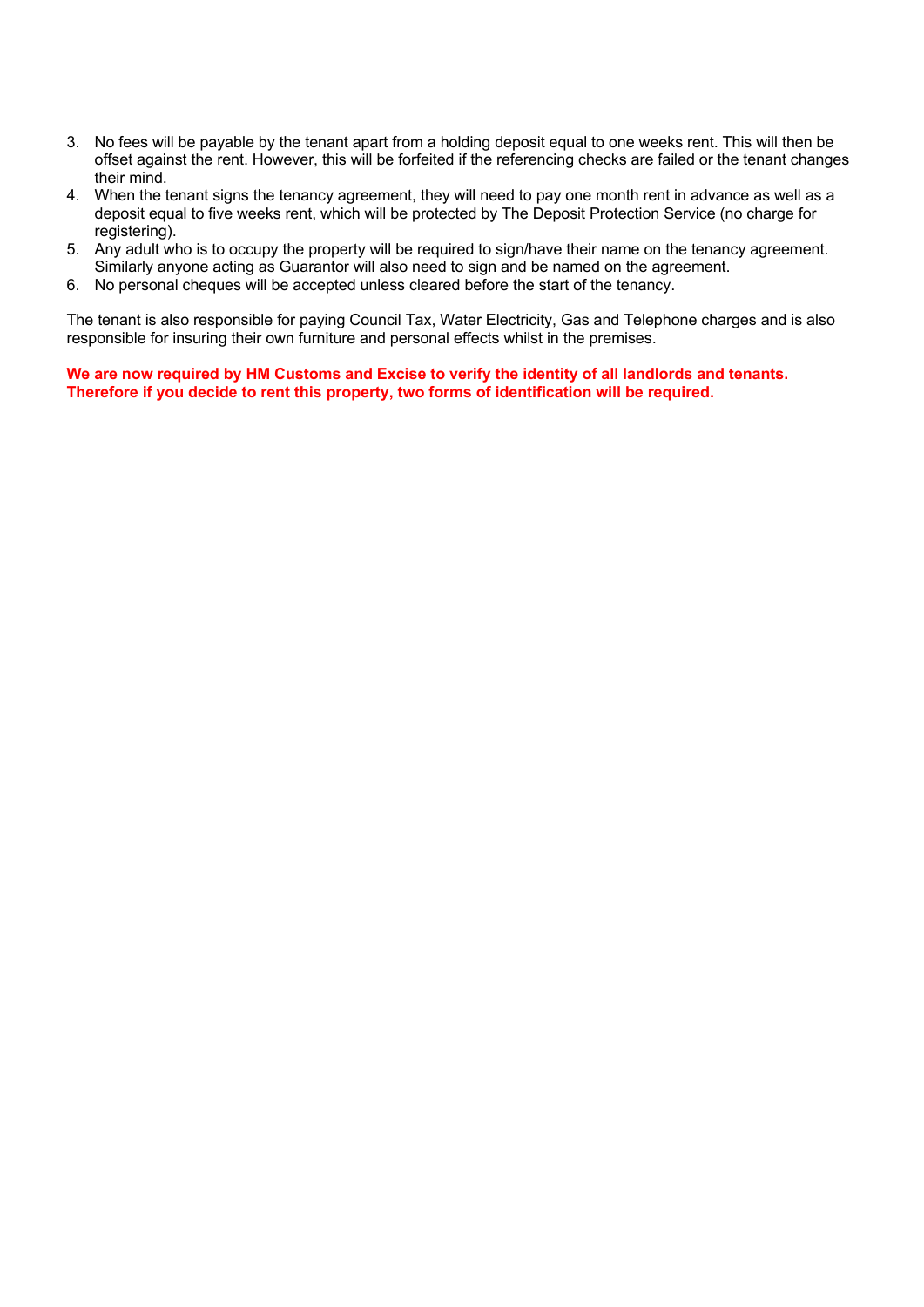3. No fees will be payable by the tenant apart from a holding deposit equal to one weeks rent. This will then be offset against the rent. However, this will be forfeited if the referencing checks are failed or the tenant changes their mind.
4. When the tenant signs the tenancy agreement, they will need to pay one month rent in advance as well as a deposit equal to five weeks rent, which will be protected by The Deposit Protection Service (no charge for registering).
5. Any adult who is to occupy the property will be required to sign/have their name on the tenancy agreement. Similarly anyone acting as Guarantor will also need to sign and be named on the agreement.
6. No personal cheques will be accepted unless cleared before the start of the tenancy.

The tenant is also responsible for paying Council Tax, Water Electricity, Gas and Telephone charges and is also responsible for insuring their own furniture and personal effects whilst in the premises.

**We are now required by HM Customs and Excise to verify the identity of all landlords and tenants. Therefore if you decide to rent this property, two forms of identification will be required.**